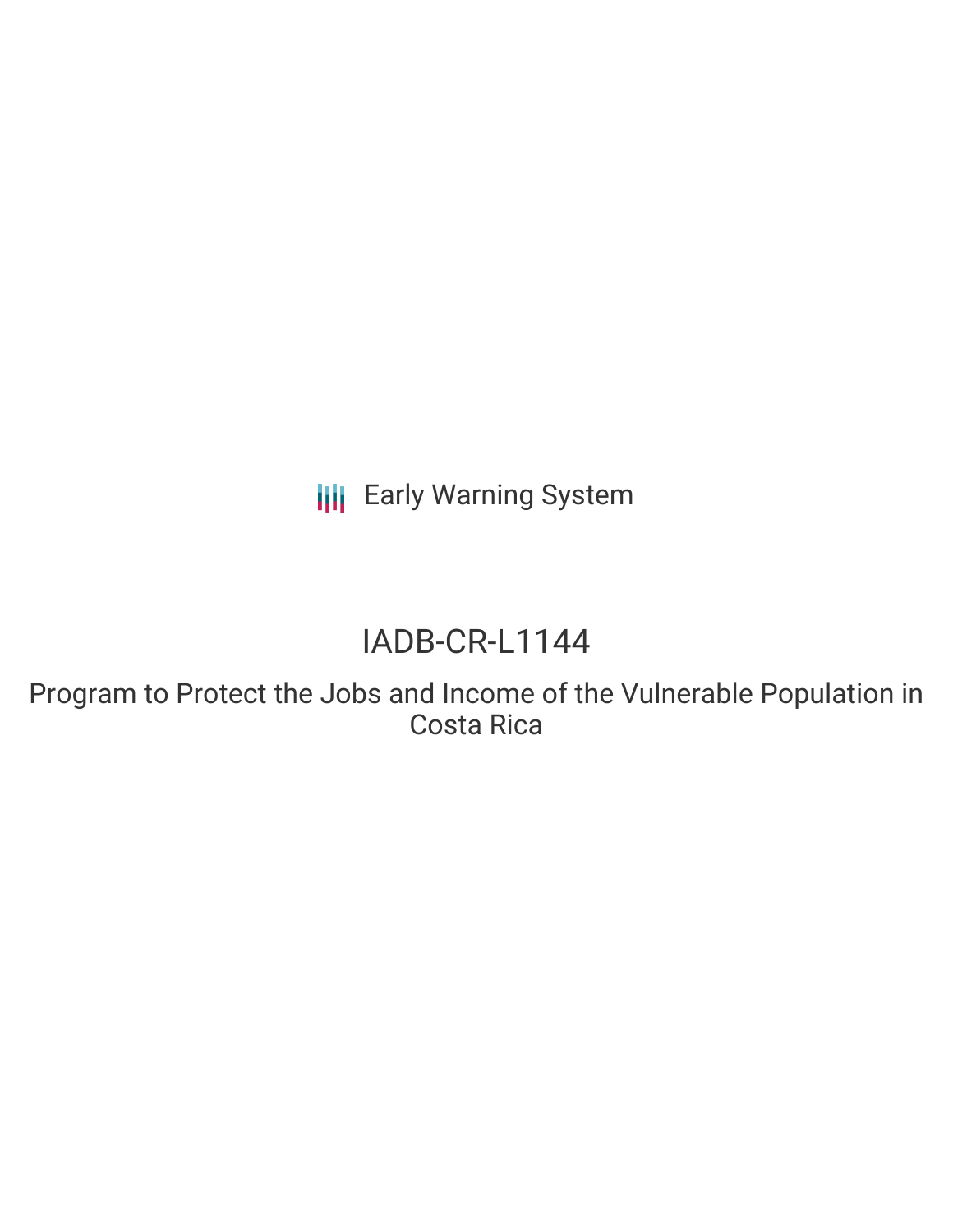Early Warning System

# IADB-CR-L1144

## Program to Protect the Jobs and Income of the Vulnerable Population in Costa Rica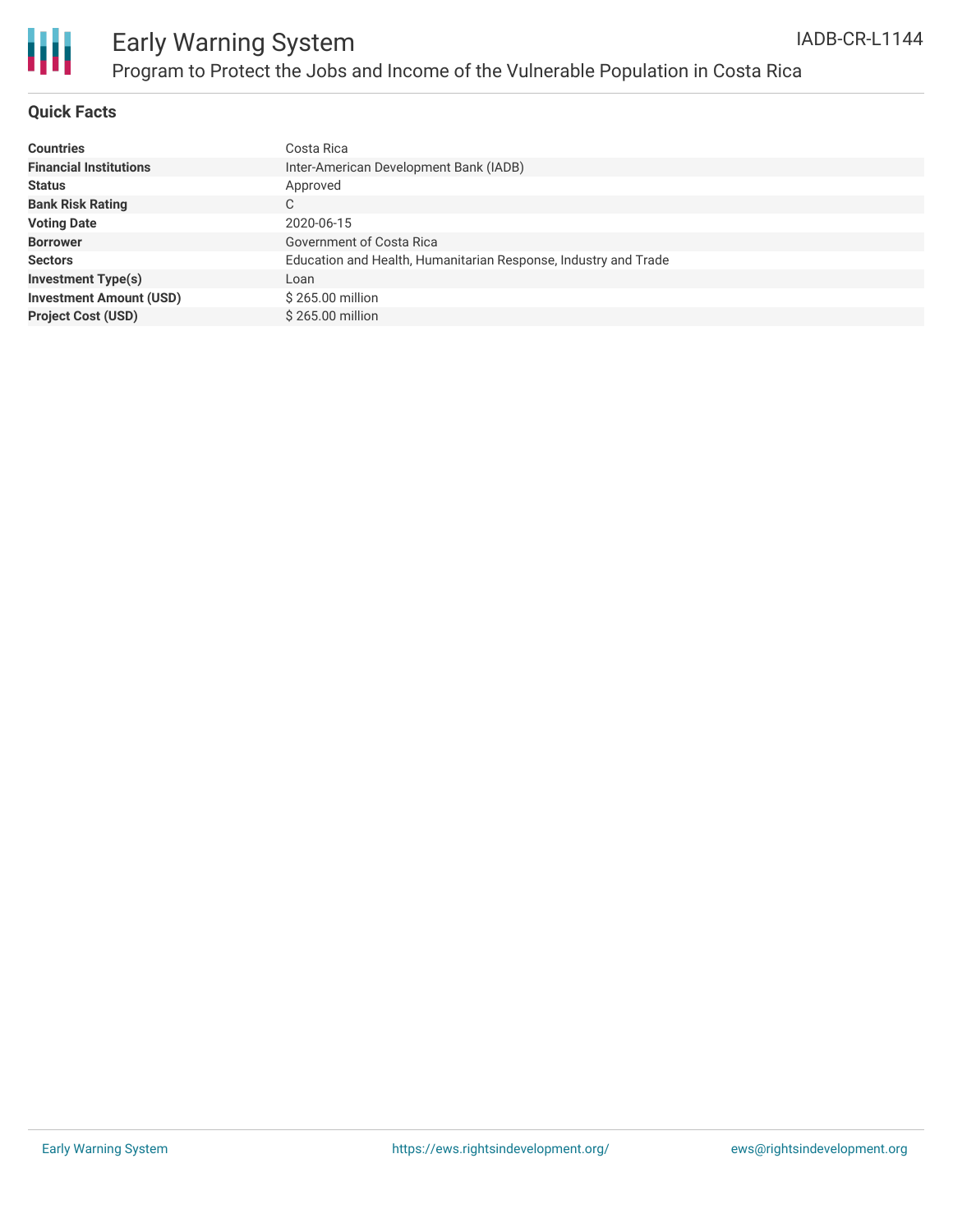# Early Warning System

## Program to Protect the Jobs and Income of the Vulnerable Population in Costa Rica

IADB-CR-L1144

### Quick Facts

| | |
|---|---|
| **Countries** | Costa Rica |
| **Financial Institutions** | Inter-American Development Bank (IADB) |
| **Status** | Approved |
| **Bank Risk Rating** | C |
| **Voting Date** | 2020-06-15 |
| **Borrower** | Government of Costa Rica |
| **Sectors** | Education and Health, Humanitarian Response, Industry and Trade |
| **Investment Type(s)** | Loan |
| **Investment Amount (USD)** | $ 265.00 million |
| **Project Cost (USD)** | $ 265.00 million |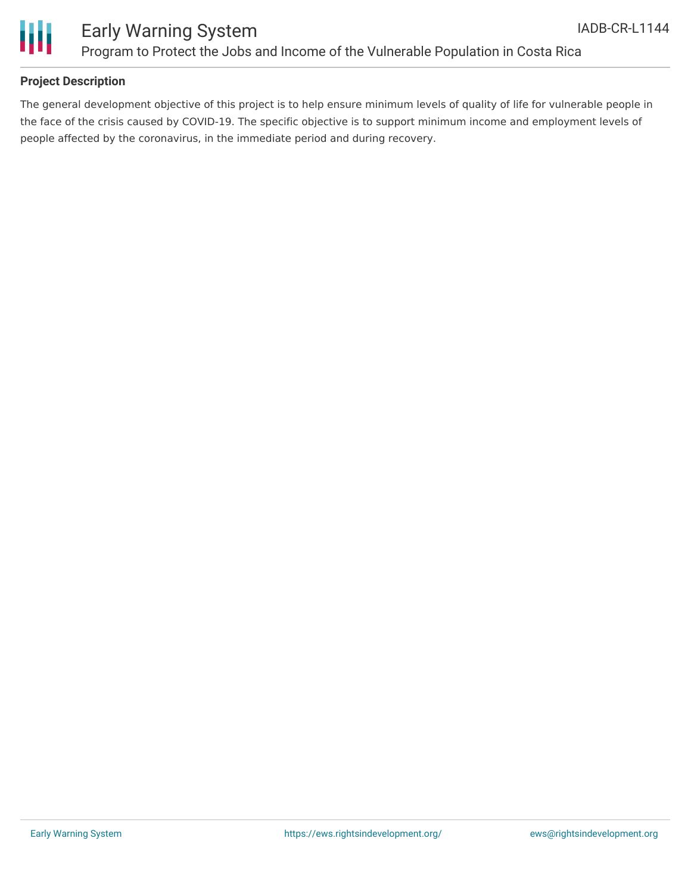**Project Description**

The general development objective of this project is to help ensure minimum levels of quality of life for vulnerable people in the face of the crisis caused by COVID-19. The specific objective is to support minimum income and employment levels of people affected by the coronavirus, in the immediate period and during recovery.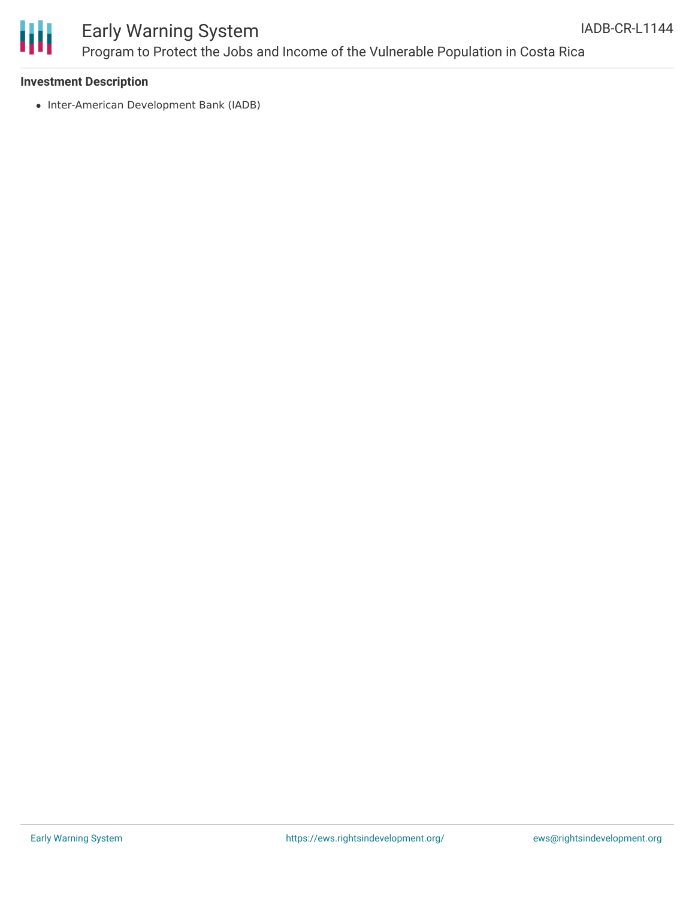**Investment Description**

- Inter-American Development Bank (IADB)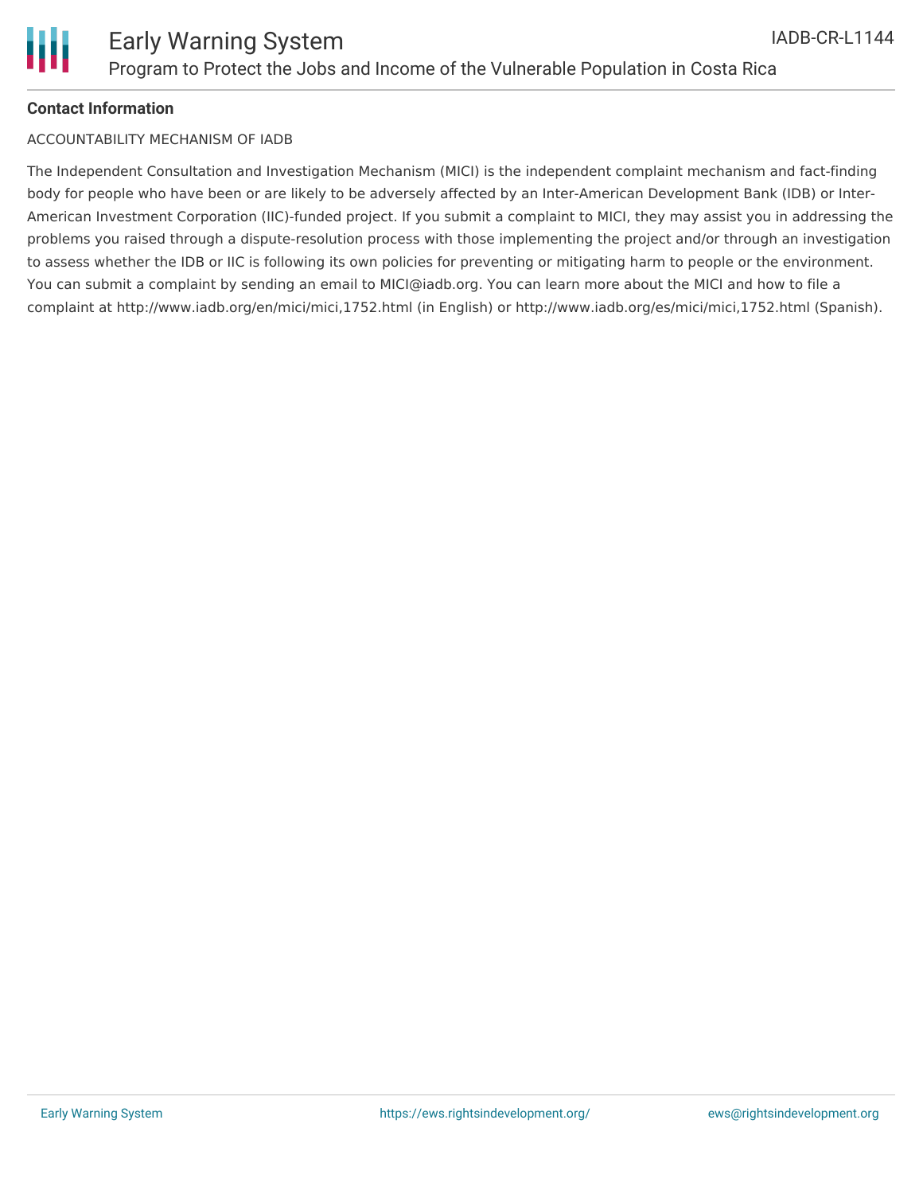**Contact Information**

ACCOUNTABILITY MECHANISM OF IADB

The Independent Consultation and Investigation Mechanism (MICI) is the independent complaint mechanism and fact-finding body for people who have been or are likely to be adversely affected by an Inter-American Development Bank (IDB) or Inter-American Investment Corporation (IIC)-funded project. If you submit a complaint to MICI, they may assist you in addressing the problems you raised through a dispute-resolution process with those implementing the project and/or through an investigation to assess whether the IDB or IIC is following its own policies for preventing or mitigating harm to people or the environment. You can submit a complaint by sending an email to MICI@iadb.org. You can learn more about the MICI and how to file a complaint at http://www.iadb.org/en/mici/mici,1752.html (in English) or http://www.iadb.org/es/mici/mici,1752.html (Spanish).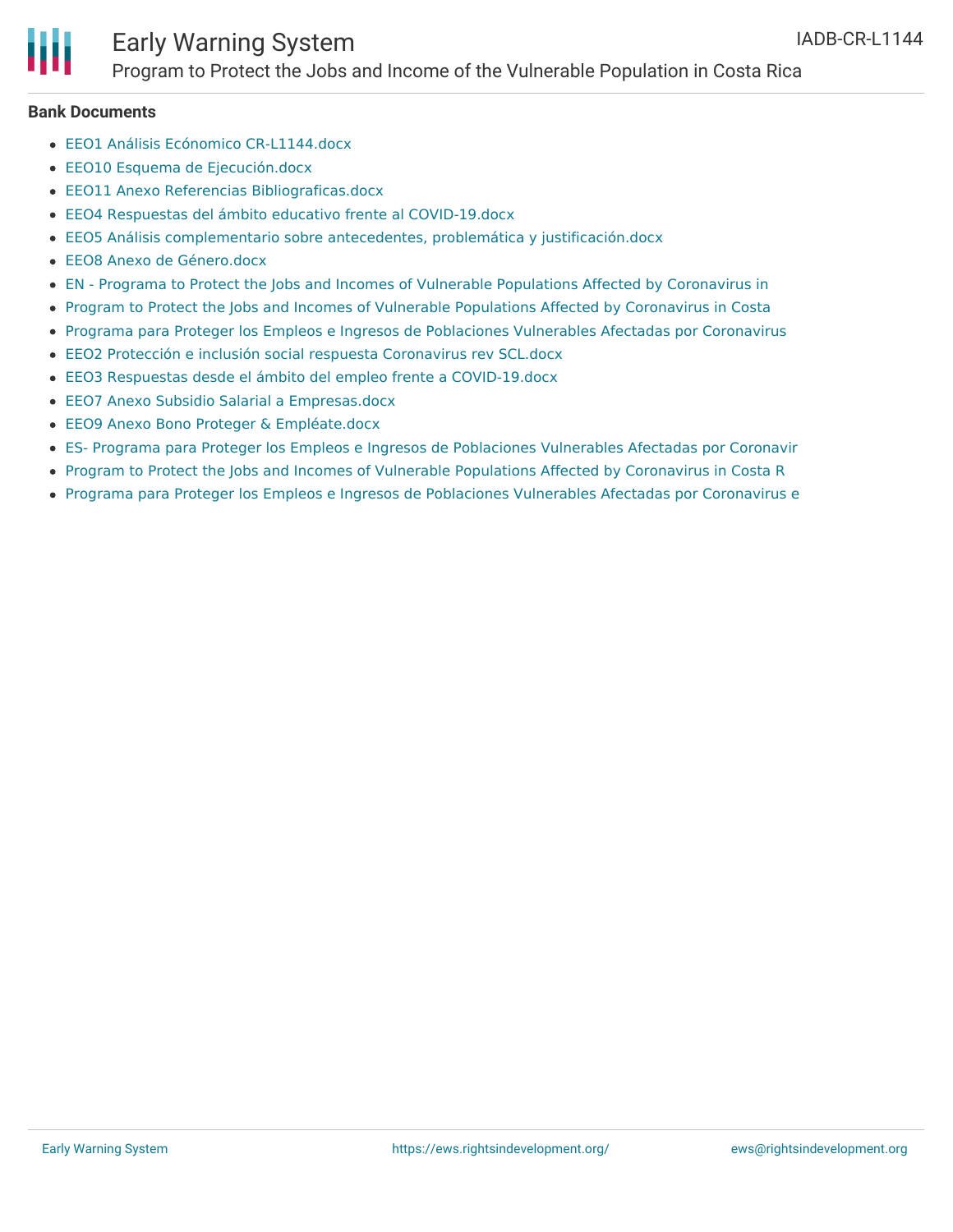**Bank Documents**

- EEO1 Análisis Ecónomico CR-L1144.docx
- EEO10 Esquema de Ejecución.docx
- EEO11 Anexo Referencias Bibliograficas.docx
- EEO4 Respuestas del ámbito educativo frente al COVID-19.docx
- EEO5 Análisis complementario sobre antecedentes, problemática y justificación.docx
- EEO8 Anexo de Género.docx
- EN - Programa to Protect the Jobs and Incomes of Vulnerable Populations Affected by Coronavirus in
- Program to Protect the Jobs and Incomes of Vulnerable Populations Affected by Coronavirus in Costa
- Programa para Proteger los Empleos e Ingresos de Poblaciones Vulnerables Afectadas por Coronavirus
- EEO2 Protección e inclusión social respuesta Coronavirus rev SCL.docx
- EEO3 Respuestas desde el ámbito del empleo frente a COVID-19.docx
- EEO7 Anexo Subsidio Salarial a Empresas.docx
- EEO9 Anexo Bono Proteger & Empléate.docx
- ES- Programa para Proteger los Empleos e Ingresos de Poblaciones Vulnerables Afectadas por Coronavir
- Program to Protect the Jobs and Incomes of Vulnerable Populations Affected by Coronavirus in Costa R
- Programa para Proteger los Empleos e Ingresos de Poblaciones Vulnerables Afectadas por Coronavirus e